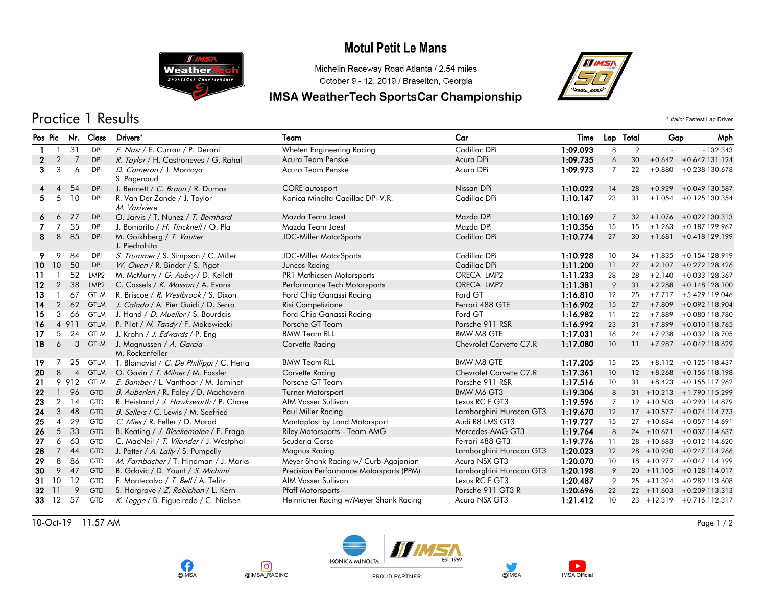# Motul Petit Le Mans

Michelin Raceway Road Atlanta / 2.54 miles
October 9 - 12, 2019 / Braselton, Georgia

## IMSA WeatherTech SportsCar Championship

## Practice 1 Results

\* *Italic:* Fastest Lap Driver

| Pos | Pic | Nr. | Class | Drivers* | Team | Car | Time | Lap | Total | Gap | | Mph |
|---|---|---|---|---|---|---|---|---|---|---|---|---|
| 1 | 1 | 31 | DPi | *F. Nasr* / E. Curran / P. Derani | Whelen Engineering Racing | Cadillac DPi | 1:09.093 | 8 | 9 | - | - | 132.343 |
| 2 | 2 | 7 | DPi | *R. Taylor* / H. Castroneves / G. Rahal | Acura Team Penske | Acura DPi | 1:09.735 | 6 | 30 | +0.642 | +0.642 | 131.124 |
| 3 | 3 | 6 | DPi | *D. Cameron* / J. Montoya S. Pagenaud | Acura Team Penske | Acura DPi | 1:09.973 | 7 | 22 | +0.880 | +0.238 | 130.678 |
| 4 | 4 | 54 | DPi | J. Bennett / *C. Braun* / R. Dumas | CORE autosport | Nissan DPi | 1:10.022 | 14 | 28 | +0.929 | +0.049 | 130.587 |
| 5 | 5 | 10 | DPi | R. Van Der Zande / J. Taylor *M. Vaxiviere* | Konica Minolta Cadillac DPi-V.R. | Cadillac DPi | 1:10.147 | 23 | 31 | +1.054 | +0.125 | 130.354 |
| 6 | 6 | 77 | DPi | O. Jarvis / T. Nunez / *T. Bernhard* | Mazda Team Joest | Mazda DPi | 1:10.169 | 7 | 32 | +1.076 | +0.022 | 130.313 |
| 7 | 7 | 55 | DPi | J. Bomarito / *H. Tincknell* / O. Pla | Mazda Team Joest | Mazda DPi | 1:10.356 | 15 | 15 | +1.263 | +0.187 | 129.967 |
| 8 | 8 | 85 | DPi | M. Goikhberg / *T. Vautier* J. Piedrahita | JDC-Miller MotorSports | Cadillac DPi | 1:10.774 | 27 | 30 | +1.681 | +0.418 | 129.199 |
| 9 | 9 | 84 | DPi | *S. Trummer* / S. Simpson / C. Miller | JDC-Miller MotorSports | Cadillac DPi | 1:10.928 | 10 | 34 | +1.835 | +0.154 | 128.919 |
| 10 | 10 | 50 | DPi | *W. Owen* / R. Binder / S. Pigot | Juncos Racing | Cadillac DPi | 1:11.200 | 11 | 27 | +2.107 | +0.272 | 128.426 |
| 11 | 1 | 52 | LMP2 | M. McMurry / *G. Aubry* / D. Kellett | PR1 Mathiasen Motorsports | ORECA LMP2 | 1:11.233 | 28 | 28 | +2.140 | +0.033 | 128.367 |
| 12 | 2 | 38 | LMP2 | C. Cassels / *K. Masson* / A. Evans | Performance Tech Motorsports | ORECA LMP2 | 1:11.381 | 9 | 31 | +2.288 | +0.148 | 128.100 |
| 13 | 1 | 67 | GTLM | R. Briscoe / *R. Westbrook* / S. Dixon | Ford Chip Ganassi Racing | Ford GT | 1:16.810 | 12 | 25 | +7.717 | +5.429 | 119.046 |
| 14 | 2 | 62 | GTLM | *J. Calado* / A. Pier Guidi / D. Serra | Risi Competizione | Ferrari 488 GTE | 1:16.902 | 15 | 27 | +7.809 | +0.092 | 118.904 |
| 15 | 3 | 66 | GTLM | J. Hand / *D. Mueller* / S. Bourdais | Ford Chip Ganassi Racing | Ford GT | 1:16.982 | 11 | 22 | +7.889 | +0.080 | 118.780 |
| 16 | 4 | 911 | GTLM | P. Pilet / *N. Tandy* / F. Makowiecki | Porsche GT Team | Porsche 911 RSR | 1:16.992 | 23 | 31 | +7.899 | +0.010 | 118.765 |
| 17 | 5 | 24 | GTLM | J. Krohn / *J. Edwards* / P. Eng | BMW Team RLL | BMW M8 GTE | 1:17.031 | 16 | 24 | +7.938 | +0.039 | 118.705 |
| 18 | 6 | 3 | GTLM | J. Magnussen / *A. Garcia* M. Rockenfeller | Corvette Racing | Chevrolet Corvette C7.R | 1:17.080 | 10 | 11 | +7.987 | +0.049 | 118.629 |
| 19 | 7 | 25 | GTLM | T. Blomqvist / *C. De Phillippi* / C. Herta | BMW Team RLL | BMW M8 GTE | 1:17.205 | 15 | 25 | +8.112 | +0.125 | 118.437 |
| 20 | 8 | 4 | GTLM | O. Gavin / *T. Milner* / M. Fassler | Corvette Racing | Chevrolet Corvette C7.R | 1:17.361 | 10 | 12 | +8.268 | +0.156 | 118.198 |
| 21 | 9 | 912 | GTLM | *E. Bamber* / L. Vanthoor / M. Jaminet | Porsche GT Team | Porsche 911 RSR | 1:17.516 | 10 | 31 | +8.423 | +0.155 | 117.962 |
| 22 | 1 | 96 | GTD | *B. Auberlen* / R. Foley / D. Machavern | Turner Motorsport | BMW M6 GT3 | 1:19.306 | 8 | 31 | +10.213 | +1.790 | 115.299 |
| 23 | 2 | 14 | GTD | R. Heistand / *J. Hawksworth* / P. Chase | AIM Vasser Sullivan | Lexus RC F GT3 | 1:19.596 | 7 | 19 | +10.503 | +0.290 | 114.879 |
| 24 | 3 | 48 | GTD | *B. Sellers* / C. Lewis / M. Seefried | Paul Miller Racing | Lamborghini Huracan GT3 | 1:19.670 | 12 | 17 | +10.577 | +0.074 | 114.773 |
| 25 | 4 | 29 | GTD | *C. Mies* / R. Feller / D. Morad | Montaplast by Land Motorsport | Audi R8 LMS GT3 | 1:19.727 | 15 | 27 | +10.634 | +0.057 | 114.691 |
| 26 | 5 | 33 | GTD | B. Keating / *J. Bleekemolen* / F. Fraga | Riley Motorsports - Team AMG | Mercedes-AMG GT3 | 1:19.764 | 8 | 24 | +10.671 | +0.037 | 114.637 |
| 27 | 6 | 63 | GTD | C. MacNeil / *T. Vilander* / J. Westphal | Scuderia Corsa | Ferrari 488 GT3 | 1:19.776 | 11 | 28 | +10.683 | +0.012 | 114.620 |
| 28 | 7 | 44 | GTD | J. Potter / *A. Lally* / S. Pumpelly | Magnus Racing | Lamborghini Huracan GT3 | 1:20.023 | 12 | 28 | +10.930 | +0.247 | 114.266 |
| 29 | 8 | 86 | GTD | *M. Farnbacher* / T. Hindman / J. Marks | Meyer Shank Racing w/ Curb-Agajanian | Acura NSX GT3 | 1:20.070 | 10 | 18 | +10.977 | +0.047 | 114.199 |
| 30 | 9 | 47 | GTD | B. Gdovic / D. Yount / *S. Michimi* | Precision Performance Motorsports (PPM) | Lamborghini Huracan GT3 | 1:20.198 | 9 | 20 | +11.105 | +0.128 | 114.017 |
| 31 | 10 | 12 | GTD | F. Montecalvo / *T. Bell* / A. Telitz | AIM Vasser Sullivan | Lexus RC F GT3 | 1:20.487 | 9 | 25 | +11.394 | +0.289 | 113.608 |
| 32 | 11 | 9 | GTD | S. Hargrove / *Z. Robichon* / L. Kern | Pfaff Motorsports | Porsche 911 GT3 R | 1:20.696 | 22 | 22 | +11.603 | +0.209 | 113.313 |
| 33 | 12 | 57 | GTD | *K. Legge* / B. Figueiredo / C. Nielsen | Heinricher Racing w/Meyer Shank Racing | Acura NSX GT3 | 1:21.412 | 10 | 23 | +12.319 | +0.716 | 112.317 |

10-Oct-19 11:57 AM

@IMSA @IMSA_RACING KONICA MINOLTA PROUD PARTNER @IMSA IMSA Official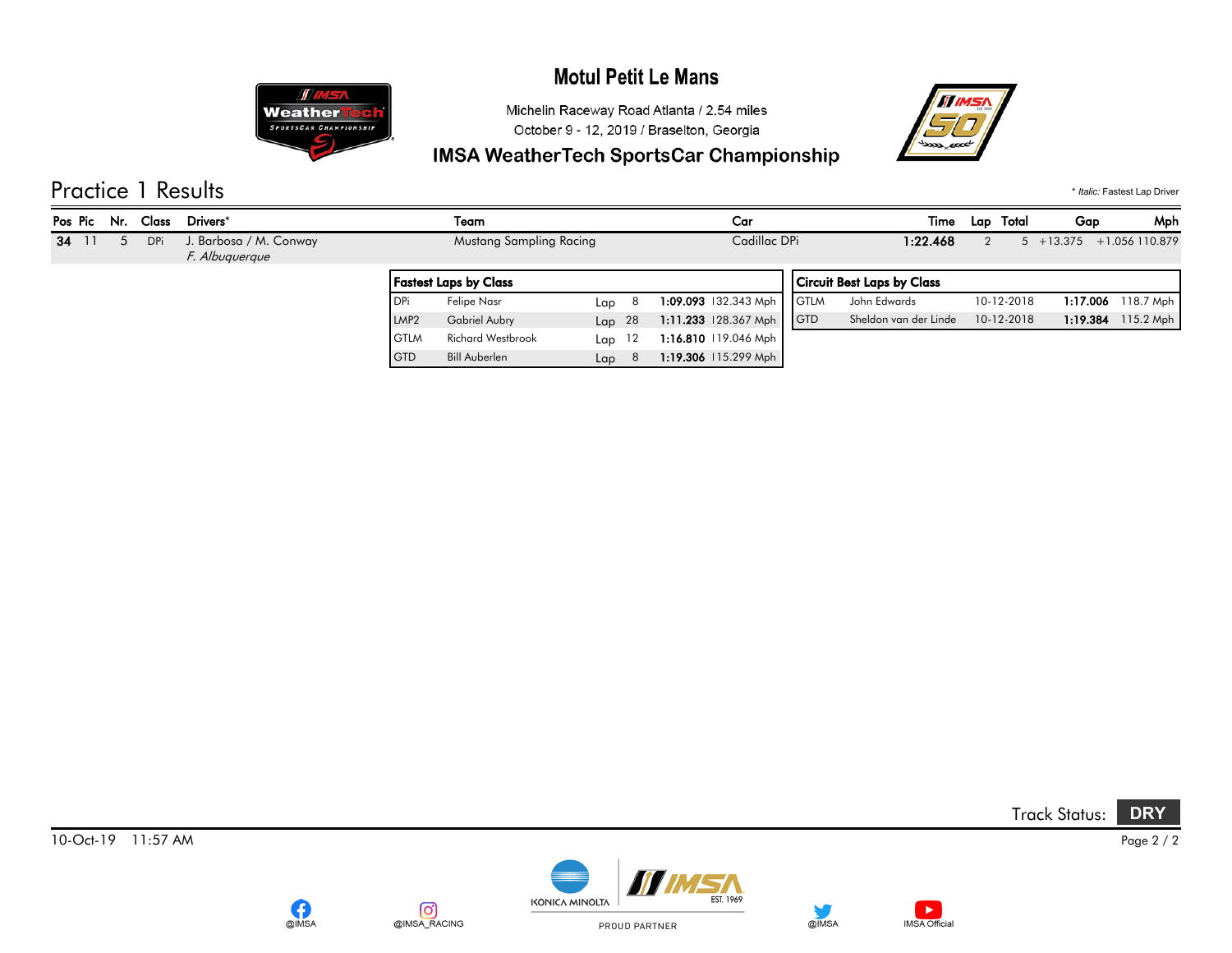# Motul Petit Le Mans

Michelin Raceway Road Atlanta / 2.54 miles
October 9 - 12, 2019 / Braselton, Georgia

## IMSA WeatherTech SportsCar Championship

## Practice 1 Results

\* *Italic:* Fastest Lap Driver

| Pos | Pic | Nr. | Class | Drivers* | Team | Car | Time | Lap | Total | Gap | Mph |
|---|---|---|---|---|---|---|---|---|---|---|---|
| **34** | 11 | 5 | DPi | J. Barbosa / M. Conway *F. Albuquerque* | Mustang Sampling Racing | Cadillac DPi | **1:22.468** | 2 | 5 | +13.375 | +1.056 110.879 |

### Fastest Laps by Class

| Class | Driver | | Lap | Time | Speed |
|---|---|---|---|---|---|
| DPi | Felipe Nasr | Lap | 8 | **1:09.093** | 132.343 Mph |
| LMP2 | Gabriel Aubry | Lap | 28 | **1:11.233** | 128.367 Mph |
| GTLM | Richard Westbrook | Lap | 12 | **1:16.810** | 119.046 Mph |
| GTD | Bill Auberlen | Lap | 8 | **1:19.306** | 115.299 Mph |

### Circuit Best Laps by Class

| Class | Driver | Date | Time | Speed |
|---|---|---|---|---|
| GTLM | John Edwards | 10-12-2018 | **1:17.006** | 118.7 Mph |
| GTD | Sheldon van der Linde | 10-12-2018 | **1:19.384** | 115.2 Mph |

Track Status: **DRY**

10-Oct-19 11:57 AM